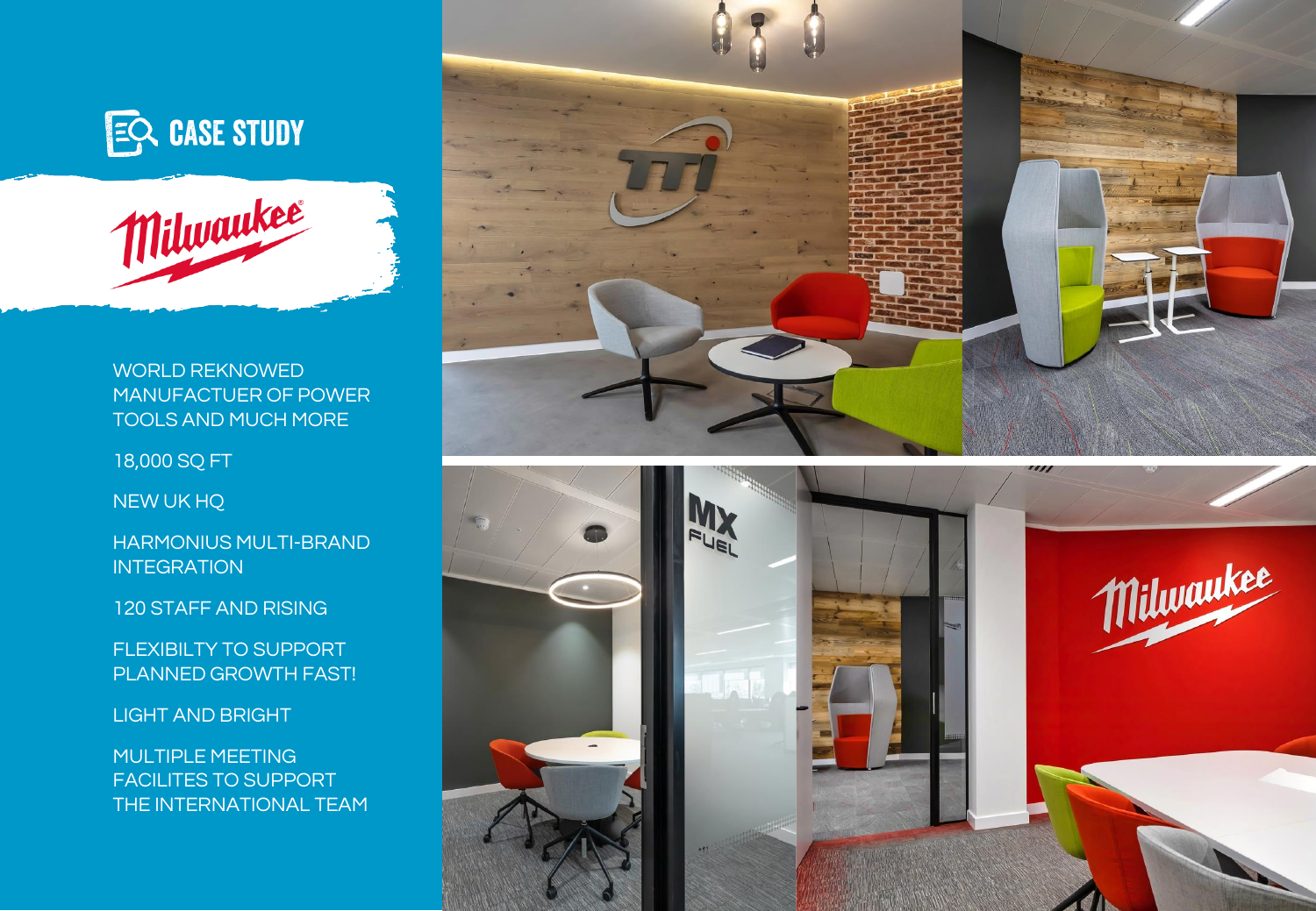# CASE STUDY

Milwaukee

WORLD REKNOWED MANUFACTUER OF POWER TOOLS AND MUCH MORE

18,000 SQ FT

NEW UK HQ

HARMONIUS MULTI-BRAND INTEGRATION

120 STAFF AND RISING

FLEXIBILTY TO SUPPORT PLANNED GROWTH FAST!

LIGHT AND BRIGHT

MULTIPLE MEETING FACILITES TO SUPPORT THE INTERNATIONAL TEAM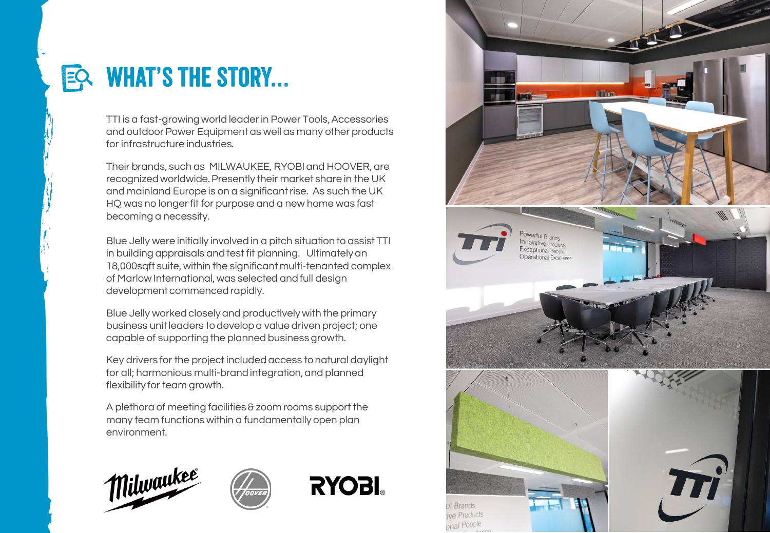# WHAT'S THE STORY...

TTI is a fast-growing world leader in Power Tools, Accessories and outdoor Power Equipment as well as many other products for infrastructure industries.

Their brands, such as MILWAUKEE, RYOBI and HOOVER, are recognized worldwide. Presently their market share in the UK and mainland Europe is on a significant rise. As such the UK HQ was no longer fit for purpose and a new home was fast becoming a necessity.

Blue Jelly were initially involved in a pitch situation to assist TTI in building appraisals and test fit planning. Ultimately an 18,000sqft suite, within the significant multi-tenanted complex of Marlow International, was selected and full design development commenced rapidly.

Blue Jelly worked closely and productlvely with the primary business unit leaders to develop a value driven project; one capable of supporting the planned business growth.

Key drivers for the project included access to natural daylight for all; harmonious multi-brand integration, and planned flexibility for team growth.

A plethora of meeting facilities & zoom rooms support the many team functions within a fundamentally open plan environment.